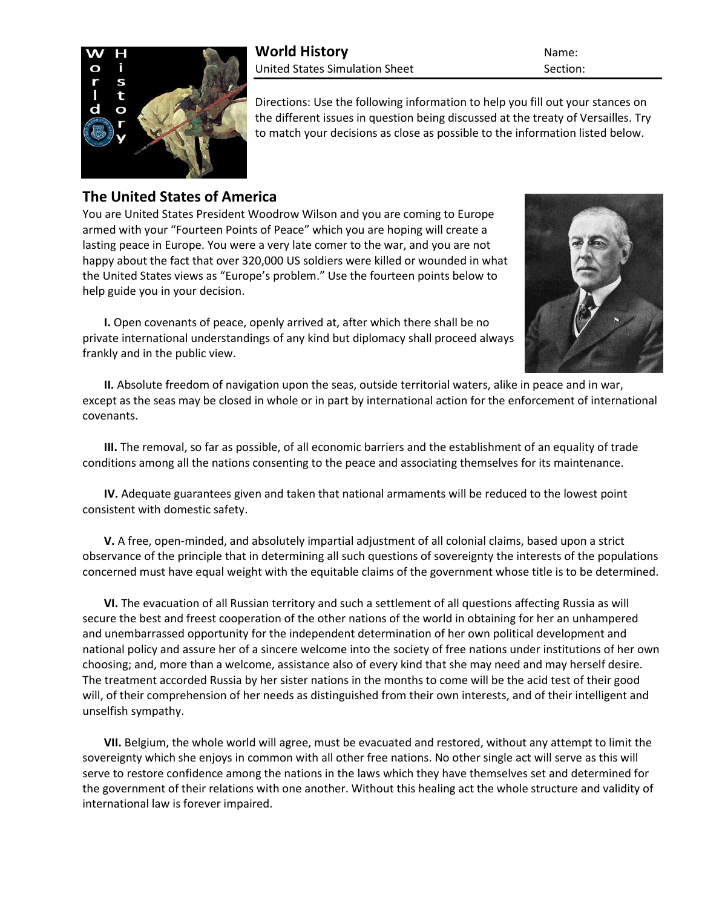**World History**
United States Simulation Sheet

Name:
Section:

Directions: Use the following information to help you fill out your stances on the different issues in question being discussed at the treaty of Versailles. Try to match your decisions as close as possible to the information listed below.

## The United States of America

You are United States President Woodrow Wilson and you are coming to Europe armed with your "Fourteen Points of Peace" which you are hoping will create a lasting peace in Europe. You were a very late comer to the war, and you are not happy about the fact that over 320,000 US soldiers were killed or wounded in what the United States views as "Europe's problem." Use the fourteen points below to help guide you in your decision.

**I.** Open covenants of peace, openly arrived at, after which there shall be no private international understandings of any kind but diplomacy shall proceed always frankly and in the public view.

**II.** Absolute freedom of navigation upon the seas, outside territorial waters, alike in peace and in war, except as the seas may be closed in whole or in part by international action for the enforcement of international covenants.

**III.** The removal, so far as possible, of all economic barriers and the establishment of an equality of trade conditions among all the nations consenting to the peace and associating themselves for its maintenance.

**IV.** Adequate guarantees given and taken that national armaments will be reduced to the lowest point consistent with domestic safety.

**V.** A free, open-minded, and absolutely impartial adjustment of all colonial claims, based upon a strict observance of the principle that in determining all such questions of sovereignty the interests of the populations concerned must have equal weight with the equitable claims of the government whose title is to be determined.

**VI.** The evacuation of all Russian territory and such a settlement of all questions affecting Russia as will secure the best and freest cooperation of the other nations of the world in obtaining for her an unhampered and unembarrassed opportunity for the independent determination of her own political development and national policy and assure her of a sincere welcome into the society of free nations under institutions of her own choosing; and, more than a welcome, assistance also of every kind that she may need and may herself desire. The treatment accorded Russia by her sister nations in the months to come will be the acid test of their good will, of their comprehension of her needs as distinguished from their own interests, and of their intelligent and unselfish sympathy.

**VII.** Belgium, the whole world will agree, must be evacuated and restored, without any attempt to limit the sovereignty which she enjoys in common with all other free nations. No other single act will serve as this will serve to restore confidence among the nations in the laws which they have themselves set and determined for the government of their relations with one another. Without this healing act the whole structure and validity of international law is forever impaired.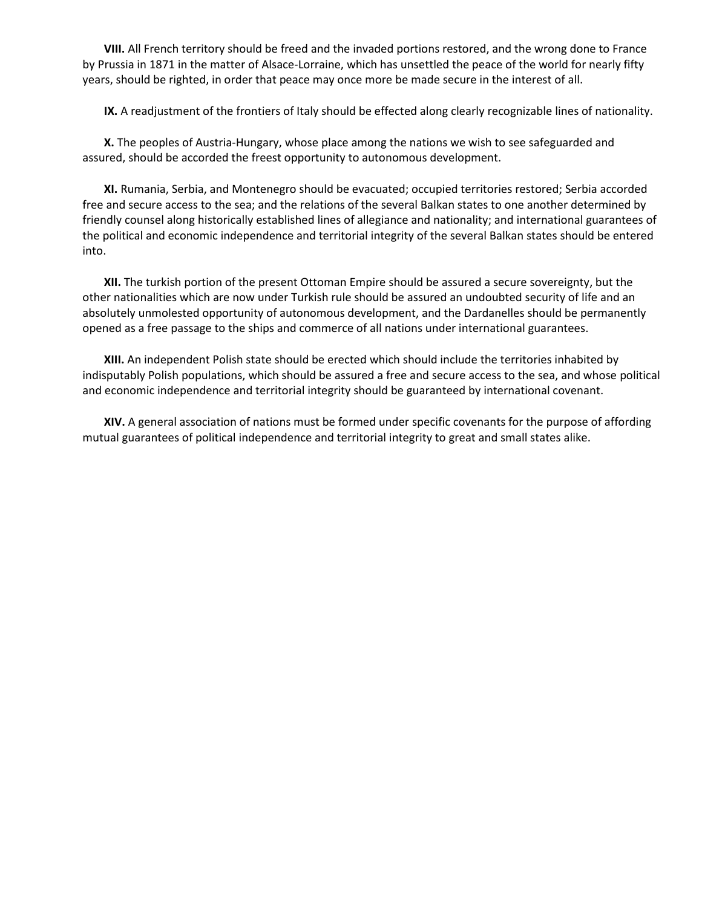**VIII.** All French territory should be freed and the invaded portions restored, and the wrong done to France by Prussia in 1871 in the matter of Alsace-Lorraine, which has unsettled the peace of the world for nearly fifty years, should be righted, in order that peace may once more be made secure in the interest of all.

**IX.** A readjustment of the frontiers of Italy should be effected along clearly recognizable lines of nationality.

**X.** The peoples of Austria-Hungary, whose place among the nations we wish to see safeguarded and assured, should be accorded the freest opportunity to autonomous development.

**XI.** Rumania, Serbia, and Montenegro should be evacuated; occupied territories restored; Serbia accorded free and secure access to the sea; and the relations of the several Balkan states to one another determined by friendly counsel along historically established lines of allegiance and nationality; and international guarantees of the political and economic independence and territorial integrity of the several Balkan states should be entered into.

**XII.** The turkish portion of the present Ottoman Empire should be assured a secure sovereignty, but the other nationalities which are now under Turkish rule should be assured an undoubted security of life and an absolutely unmolested opportunity of autonomous development, and the Dardanelles should be permanently opened as a free passage to the ships and commerce of all nations under international guarantees.

**XIII.** An independent Polish state should be erected which should include the territories inhabited by indisputably Polish populations, which should be assured a free and secure access to the sea, and whose political and economic independence and territorial integrity should be guaranteed by international covenant.

**XIV.** A general association of nations must be formed under specific covenants for the purpose of affording mutual guarantees of political independence and territorial integrity to great and small states alike.